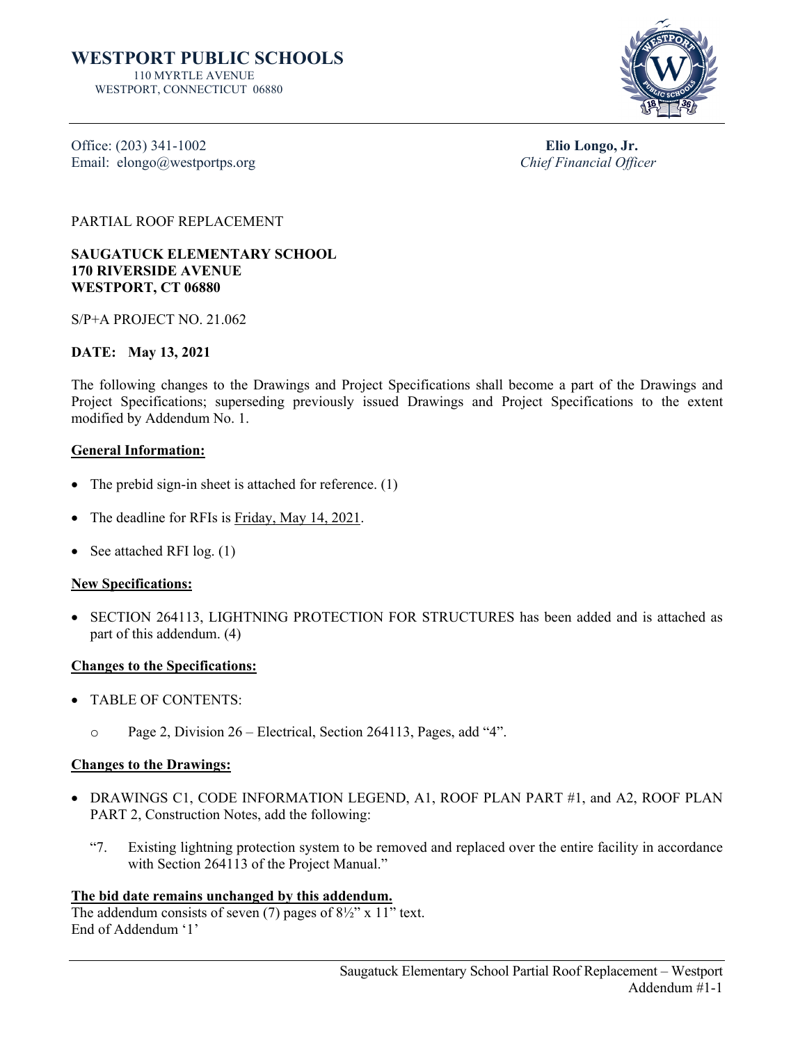# WESTPORT PUBLIC SCHOOLS

110 MYRTLE AVENUE
WESTPORT, CONNECTICUT 06880

Office: (203) 341-1002
Email: elongo@westportps.org

**Elio Longo, Jr.**
*Chief Financial Officer*

PARTIAL ROOF REPLACEMENT

**SAUGATUCK ELEMENTARY SCHOOL**
**170 RIVERSIDE AVENUE**
**WESTPORT, CT 06880**

S/P+A PROJECT NO. 21.062

**DATE: May 13, 2021**

The following changes to the Drawings and Project Specifications shall become a part of the Drawings and Project Specifications; superseding previously issued Drawings and Project Specifications to the extent modified by Addendum No. 1.

**General Information:**

- The prebid sign-in sheet is attached for reference. (1)
- The deadline for RFIs is Friday, May 14, 2021.
- See attached RFI log. (1)

**New Specifications:**

- SECTION 264113, LIGHTNING PROTECTION FOR STRUCTURES has been added and is attached as part of this addendum. (4)

**Changes to the Specifications:**

- TABLE OF CONTENTS:
  - Page 2, Division 26 – Electrical, Section 264113, Pages, add "4".

**Changes to the Drawings:**

- DRAWINGS C1, CODE INFORMATION LEGEND, A1, ROOF PLAN PART #1, and A2, ROOF PLAN PART 2, Construction Notes, add the following:

  "7. Existing lightning protection system to be removed and replaced over the entire facility in accordance with Section 264113 of the Project Manual."

**The bid date remains unchanged by this addendum.**
The addendum consists of seven (7) pages of 8½" x 11" text.
End of Addendum '1'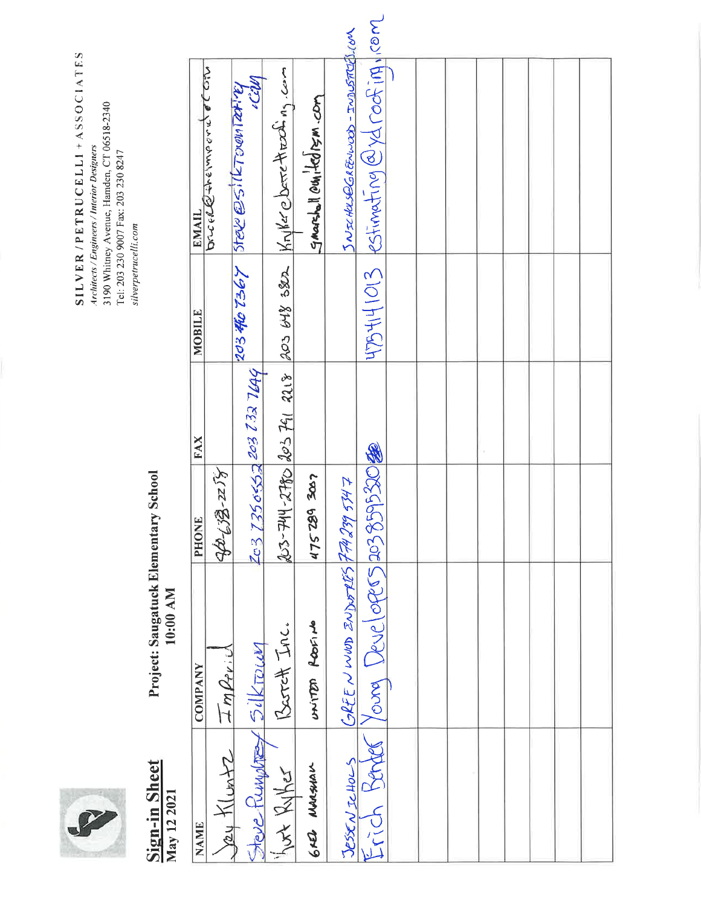# Sign-in Sheet

May 12 2021

## Project: Saugatuck Elementary School
10:00 AM

**SILVER / PETRUCELLI + ASSOCIATES**
*Architects / Engineers / Interior Designers*
3190 Whitney Avenue, Hamden, CT 06518-2340
Tel: 203 230 9007 Fax: 203 230 8247
*silverpetrucelli.com*

| NAME | COMPANY | PHONE | FAX | MOBILE | EMAIL |
|---|---|---|---|---|---|
| Jay Kluntz | Imperial | 203-633-2255 | | | bruce@theimperial.com |
| Steve Pellegrino | Silktown | 203 735 6552 | 203 732 7649 | 203 410 7367 | steve@silktownroofing.com |
| Kurt Ryther | Barrett Inc. | 203-744-2780 | 203 791 2218 | 203 648 3822 | kryther@barrettroofing.com |
| Greg Marshall | United Roofing | 475 289 3007 | | | gmarshall@unitedrsm.com |
| Jessen Scholes | Greenwood Industries | 774 239 5747 | | | JSCHOLES@GREENWOOD-INDUSTRIES.COM |
| Erich Bender | Young Developers | 2038595320 | | 4754141013 | estimating@ydroofing.com |
| | | | | | |
| | | | | | |
| | | | | | |
| | | | | | |
| | | | | | |
| | | | | | |
| | | | | | |
| | | | | | |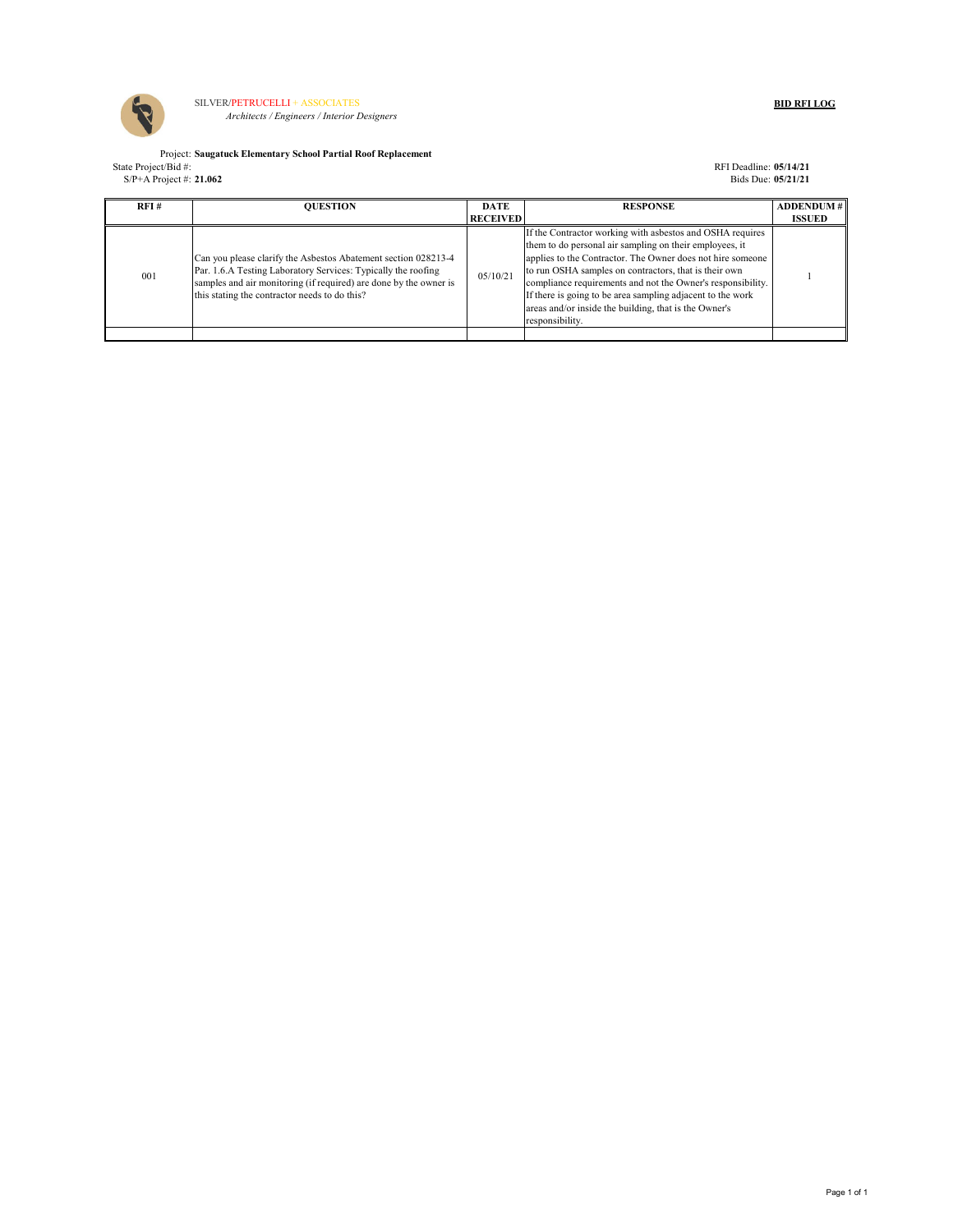SILVER/PETRUCELLI + ASSOCIATES
*Architects / Engineers / Interior Designers*

**BID RFI LOG**

Project: **Saugatuck Elementary School Partial Roof Replacement**
State Project/Bid #:
S/P+A Project #: **21.062**

RFI Deadline: **05/14/21**
Bids Due: **05/21/21**

| RFI # | QUESTION | DATE RECEIVED | RESPONSE | ADDENDUM # ISSUED |
|---|---|---|---|---|
| 001 | Can you please clarify the Asbestos Abatement section 028213-4 Par. 1.6.A Testing Laboratory Services: Typically the roofing samples and air monitoring (if required) are done by the owner is this stating the contractor needs to do this? | 05/10/21 | If the Contractor working with asbestos and OSHA requires them to do personal air sampling on their employees, it applies to the Contractor. The Owner does not hire someone to run OSHA samples on contractors, that is their own compliance requirements and not the Owner's responsibility. If there is going to be area sampling adjacent to the work areas and/or inside the building, that is the Owner's responsibility. | 1 |
| | | | | |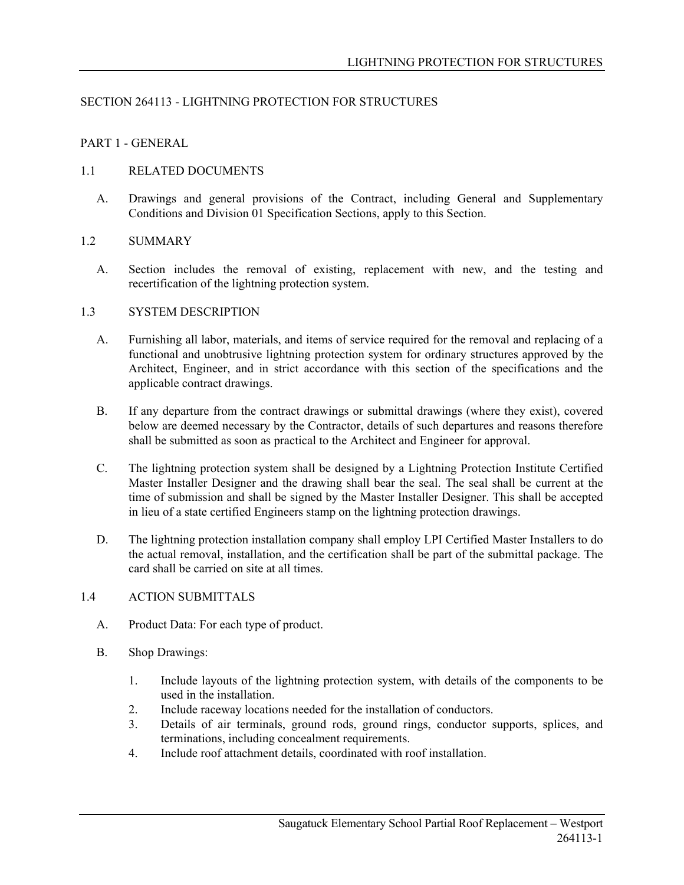# SECTION 264113 - LIGHTNING PROTECTION FOR STRUCTURES

## PART 1 - GENERAL

### 1.1 RELATED DOCUMENTS

A. Drawings and general provisions of the Contract, including General and Supplementary Conditions and Division 01 Specification Sections, apply to this Section.

### 1.2 SUMMARY

A. Section includes the removal of existing, replacement with new, and the testing and recertification of the lightning protection system.

### 1.3 SYSTEM DESCRIPTION

A. Furnishing all labor, materials, and items of service required for the removal and replacing of a functional and unobtrusive lightning protection system for ordinary structures approved by the Architect, Engineer, and in strict accordance with this section of the specifications and the applicable contract drawings.

B. If any departure from the contract drawings or submittal drawings (where they exist), covered below are deemed necessary by the Contractor, details of such departures and reasons therefore shall be submitted as soon as practical to the Architect and Engineer for approval.

C. The lightning protection system shall be designed by a Lightning Protection Institute Certified Master Installer Designer and the drawing shall bear the seal. The seal shall be current at the time of submission and shall be signed by the Master Installer Designer. This shall be accepted in lieu of a state certified Engineers stamp on the lightning protection drawings.

D. The lightning protection installation company shall employ LPI Certified Master Installers to do the actual removal, installation, and the certification shall be part of the submittal package. The card shall be carried on site at all times.

### 1.4 ACTION SUBMITTALS

A. Product Data: For each type of product.

B. Shop Drawings:

1. Include layouts of the lightning protection system, with details of the components to be used in the installation.
2. Include raceway locations needed for the installation of conductors.
3. Details of air terminals, ground rods, ground rings, conductor supports, splices, and terminations, including concealment requirements.
4. Include roof attachment details, coordinated with roof installation.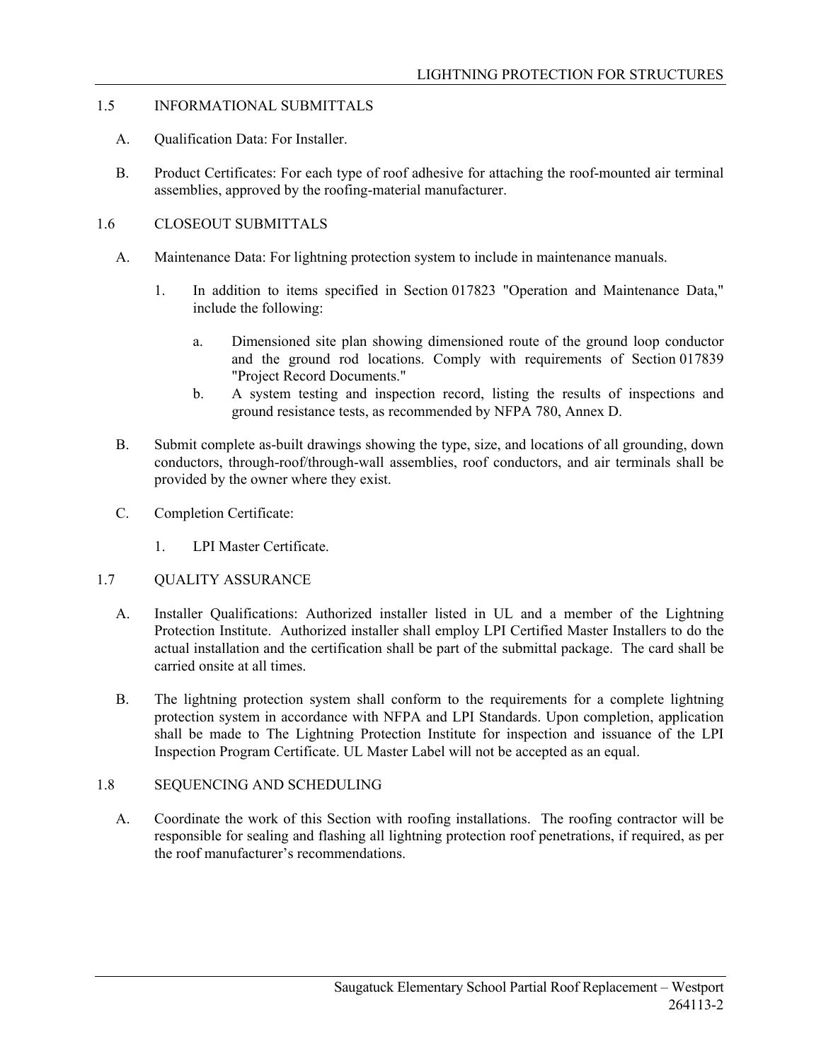## 1.5 INFORMATIONAL SUBMITTALS

A. Qualification Data: For Installer.

B. Product Certificates: For each type of roof adhesive for attaching the roof-mounted air terminal assemblies, approved by the roofing-material manufacturer.

## 1.6 CLOSEOUT SUBMITTALS

A. Maintenance Data: For lightning protection system to include in maintenance manuals.

1. In addition to items specified in Section 017823 "Operation and Maintenance Data," include the following:

   a. Dimensioned site plan showing dimensioned route of the ground loop conductor and the ground rod locations. Comply with requirements of Section 017839 "Project Record Documents."

   b. A system testing and inspection record, listing the results of inspections and ground resistance tests, as recommended by NFPA 780, Annex D.

B. Submit complete as-built drawings showing the type, size, and locations of all grounding, down conductors, through-roof/through-wall assemblies, roof conductors, and air terminals shall be provided by the owner where they exist.

C. Completion Certificate:

1. LPI Master Certificate.

## 1.7 QUALITY ASSURANCE

A. Installer Qualifications: Authorized installer listed in UL and a member of the Lightning Protection Institute. Authorized installer shall employ LPI Certified Master Installers to do the actual installation and the certification shall be part of the submittal package. The card shall be carried onsite at all times.

B. The lightning protection system shall conform to the requirements for a complete lightning protection system in accordance with NFPA and LPI Standards. Upon completion, application shall be made to The Lightning Protection Institute for inspection and issuance of the LPI Inspection Program Certificate. UL Master Label will not be accepted as an equal.

## 1.8 SEQUENCING AND SCHEDULING

A. Coordinate the work of this Section with roofing installations. The roofing contractor will be responsible for sealing and flashing all lightning protection roof penetrations, if required, as per the roof manufacturer's recommendations.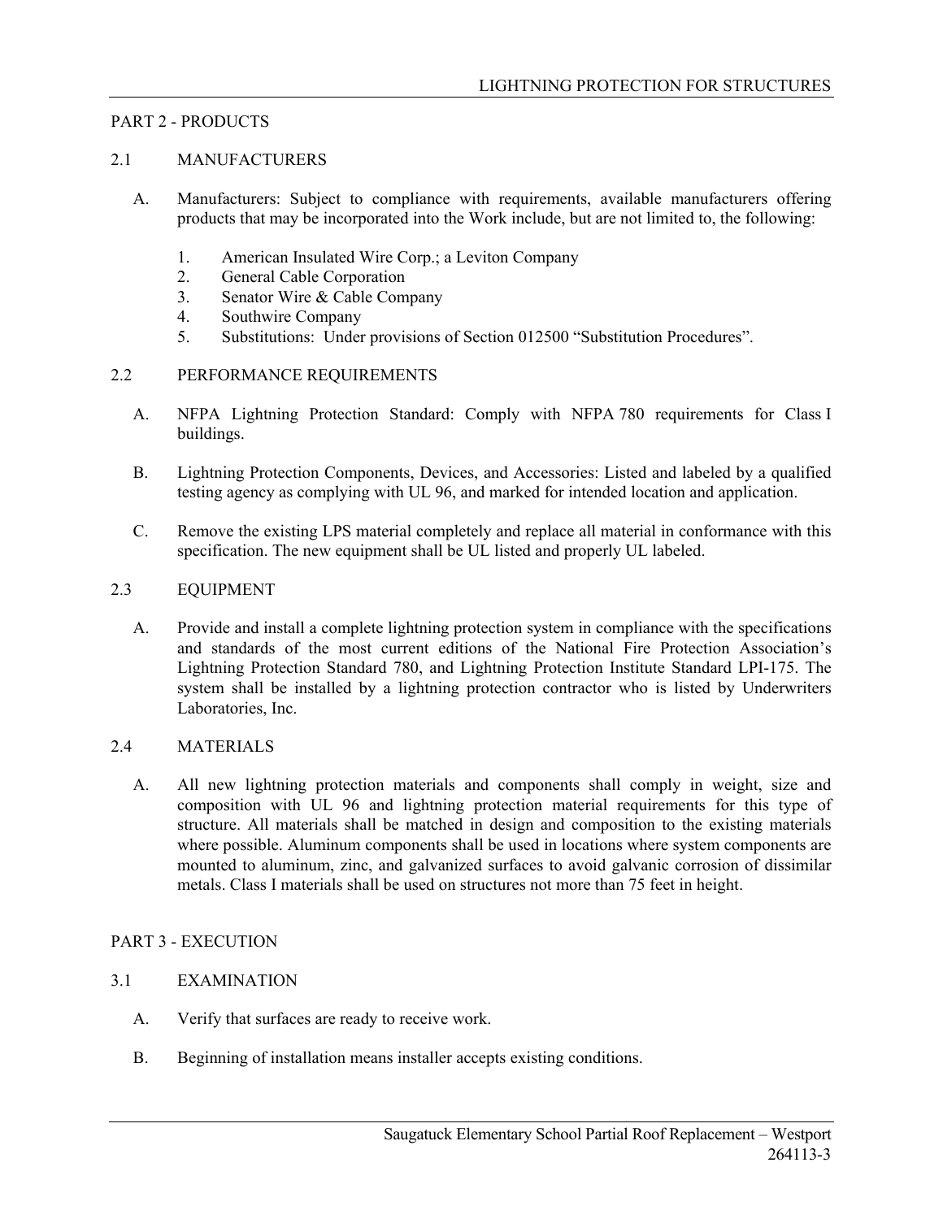## PART 2 - PRODUCTS

### 2.1 MANUFACTURERS

A. Manufacturers: Subject to compliance with requirements, available manufacturers offering products that may be incorporated into the Work include, but are not limited to, the following:

1. American Insulated Wire Corp.; a Leviton Company
2. General Cable Corporation
3. Senator Wire & Cable Company
4. Southwire Company
5. Substitutions: Under provisions of Section 012500 "Substitution Procedures".

### 2.2 PERFORMANCE REQUIREMENTS

A. NFPA Lightning Protection Standard: Comply with NFPA 780 requirements for Class I buildings.

B. Lightning Protection Components, Devices, and Accessories: Listed and labeled by a qualified testing agency as complying with UL 96, and marked for intended location and application.

C. Remove the existing LPS material completely and replace all material in conformance with this specification. The new equipment shall be UL listed and properly UL labeled.

### 2.3 EQUIPMENT

A. Provide and install a complete lightning protection system in compliance with the specifications and standards of the most current editions of the National Fire Protection Association's Lightning Protection Standard 780, and Lightning Protection Institute Standard LPI-175. The system shall be installed by a lightning protection contractor who is listed by Underwriters Laboratories, Inc.

### 2.4 MATERIALS

A. All new lightning protection materials and components shall comply in weight, size and composition with UL 96 and lightning protection material requirements for this type of structure. All materials shall be matched in design and composition to the existing materials where possible. Aluminum components shall be used in locations where system components are mounted to aluminum, zinc, and galvanized surfaces to avoid galvanic corrosion of dissimilar metals. Class I materials shall be used on structures not more than 75 feet in height.

## PART 3 - EXECUTION

### 3.1 EXAMINATION

A. Verify that surfaces are ready to receive work.

B. Beginning of installation means installer accepts existing conditions.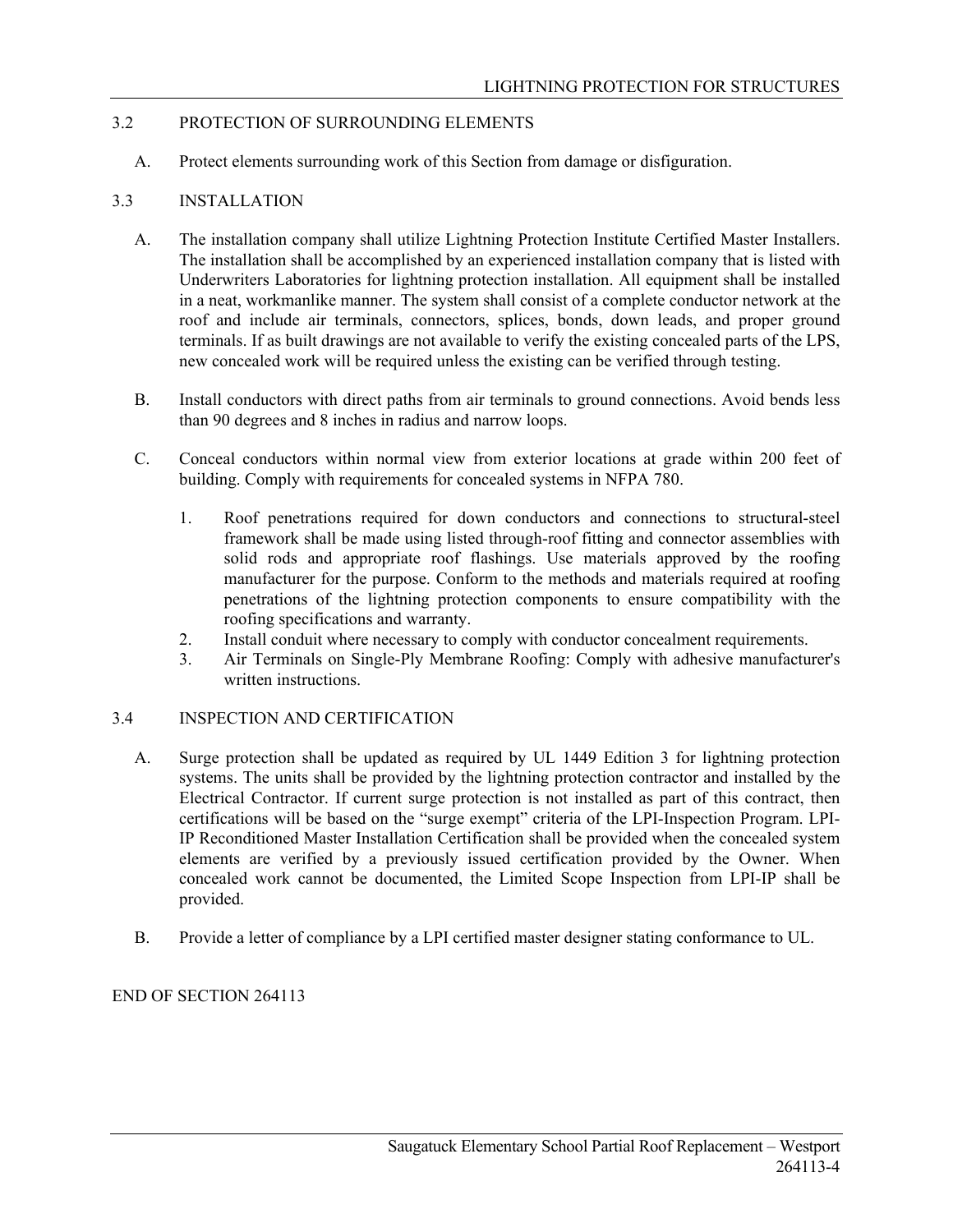## 3.2 PROTECTION OF SURROUNDING ELEMENTS

A. Protect elements surrounding work of this Section from damage or disfiguration.

## 3.3 INSTALLATION

A. The installation company shall utilize Lightning Protection Institute Certified Master Installers. The installation shall be accomplished by an experienced installation company that is listed with Underwriters Laboratories for lightning protection installation. All equipment shall be installed in a neat, workmanlike manner. The system shall consist of a complete conductor network at the roof and include air terminals, connectors, splices, bonds, down leads, and proper ground terminals. If as built drawings are not available to verify the existing concealed parts of the LPS, new concealed work will be required unless the existing can be verified through testing.

B. Install conductors with direct paths from air terminals to ground connections. Avoid bends less than 90 degrees and 8 inches in radius and narrow loops.

C. Conceal conductors within normal view from exterior locations at grade within 200 feet of building. Comply with requirements for concealed systems in NFPA 780.

1. Roof penetrations required for down conductors and connections to structural-steel framework shall be made using listed through-roof fitting and connector assemblies with solid rods and appropriate roof flashings. Use materials approved by the roofing manufacturer for the purpose. Conform to the methods and materials required at roofing penetrations of the lightning protection components to ensure compatibility with the roofing specifications and warranty.
2. Install conduit where necessary to comply with conductor concealment requirements.
3. Air Terminals on Single-Ply Membrane Roofing: Comply with adhesive manufacturer's written instructions.

## 3.4 INSPECTION AND CERTIFICATION

A. Surge protection shall be updated as required by UL 1449 Edition 3 for lightning protection systems. The units shall be provided by the lightning protection contractor and installed by the Electrical Contractor. If current surge protection is not installed as part of this contract, then certifications will be based on the “surge exempt” criteria of the LPI-Inspection Program. LPI-IP Reconditioned Master Installation Certification shall be provided when the concealed system elements are verified by a previously issued certification provided by the Owner. When concealed work cannot be documented, the Limited Scope Inspection from LPI-IP shall be provided.

B. Provide a letter of compliance by a LPI certified master designer stating conformance to UL.

END OF SECTION 264113